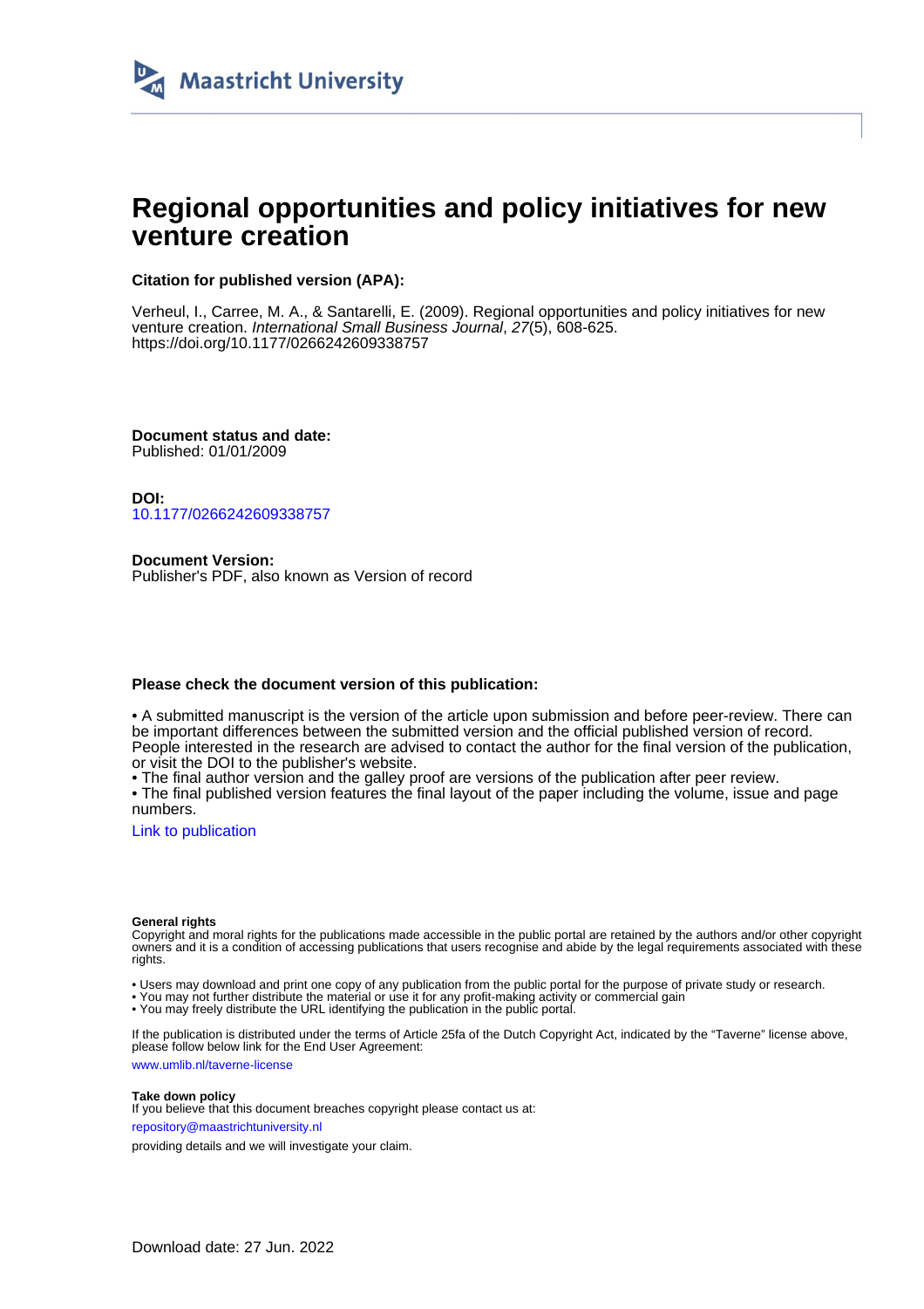# Regional opportunities and policy initiatives for new venture creation

**Citation for published version (APA):**

Verheul, I., Carree, M. A., & Santarelli, E. (2009). Regional opportunities and policy initiatives for new venture creation. *International Small Business Journal*, *27*(5), 608-625. https://doi.org/10.1177/0266242609338757

**Document status and date:**
Published: 01/01/2009

**DOI:**
10.1177/0266242609338757

**Document Version:**
Publisher's PDF, also known as Version of record

**Please check the document version of this publication:**

• A submitted manuscript is the version of the article upon submission and before peer-review. There can be important differences between the submitted version and the official published version of record. People interested in the research are advised to contact the author for the final version of the publication, or visit the DOI to the publisher's website.
• The final author version and the galley proof are versions of the publication after peer review.
• The final published version features the final layout of the paper including the volume, issue and page numbers.

Link to publication

**General rights**
Copyright and moral rights for the publications made accessible in the public portal are retained by the authors and/or other copyright owners and it is a condition of accessing publications that users recognise and abide by the legal requirements associated with these rights.

• Users may download and print one copy of any publication from the public portal for the purpose of private study or research.
• You may not further distribute the material or use it for any profit-making activity or commercial gain
• You may freely distribute the URL identifying the publication in the public portal.

If the publication is distributed under the terms of Article 25fa of the Dutch Copyright Act, indicated by the "Taverne" license above, please follow below link for the End User Agreement:

www.umlib.nl/taverne-license

**Take down policy**
If you believe that this document breaches copyright please contact us at:

repository@maastrichtuniversity.nl

providing details and we will investigate your claim.

Download date: 27 Jun. 2022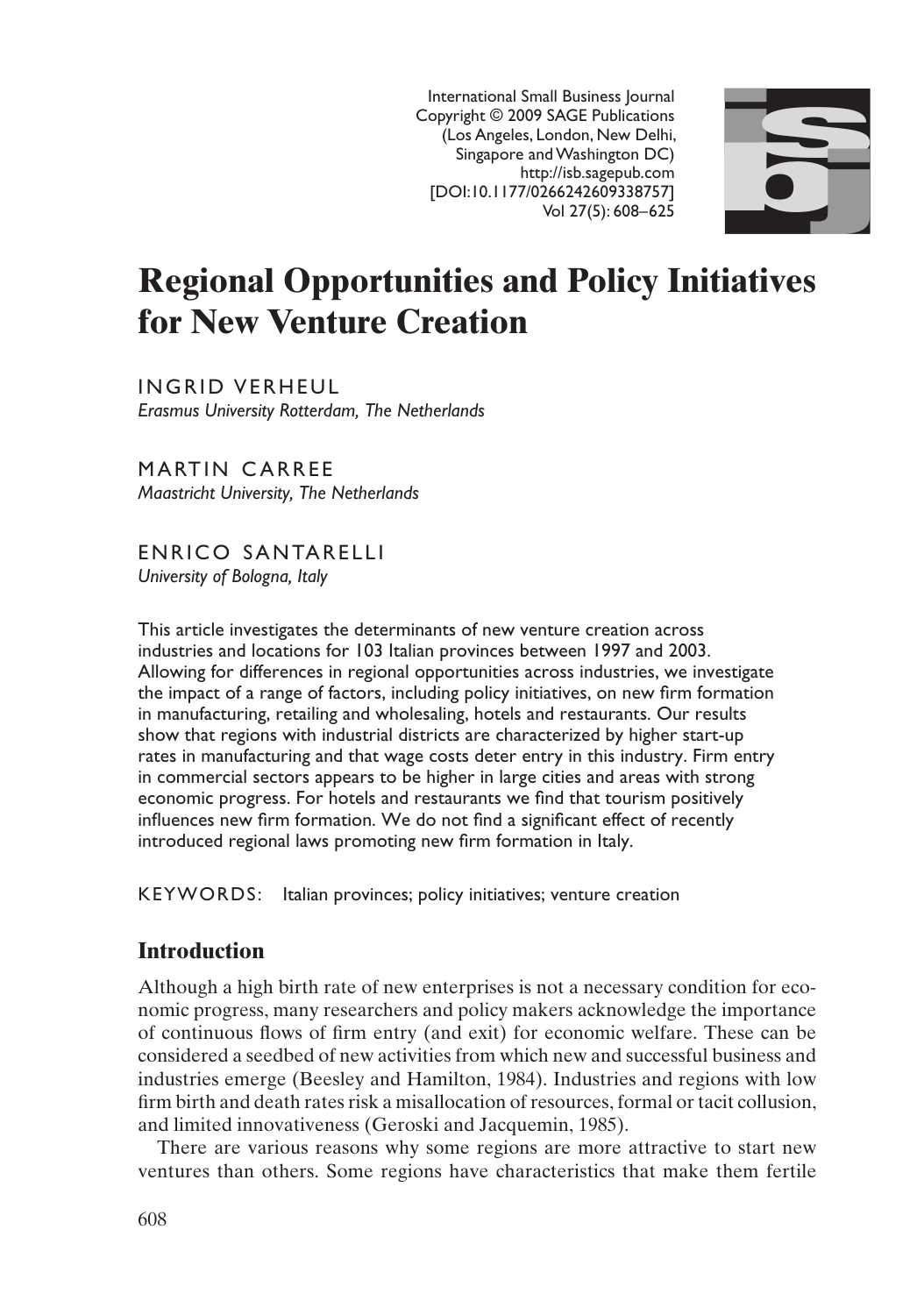# Regional Opportunities and Policy Initiatives for New Venture Creation

INGRID VERHEUL
*Erasmus University Rotterdam, The Netherlands*

MARTIN CARREE
*Maastricht University, The Netherlands*

ENRICO SANTARELLI
*University of Bologna, Italy*

This article investigates the determinants of new venture creation across industries and locations for 103 Italian provinces between 1997 and 2003. Allowing for differences in regional opportunities across industries, we investigate the impact of a range of factors, including policy initiatives, on new firm formation in manufacturing, retailing and wholesaling, hotels and restaurants. Our results show that regions with industrial districts are characterized by higher start-up rates in manufacturing and that wage costs deter entry in this industry. Firm entry in commercial sectors appears to be higher in large cities and areas with strong economic progress. For hotels and restaurants we find that tourism positively influences new firm formation. We do not find a significant effect of recently introduced regional laws promoting new firm formation in Italy.

KEYWORDS: Italian provinces; policy initiatives; venture creation

## Introduction

Although a high birth rate of new enterprises is not a necessary condition for economic progress, many researchers and policy makers acknowledge the importance of continuous flows of firm entry (and exit) for economic welfare. These can be considered a seedbed of new activities from which new and successful business and industries emerge (Beesley and Hamilton, 1984). Industries and regions with low firm birth and death rates risk a misallocation of resources, formal or tacit collusion, and limited innovativeness (Geroski and Jacquemin, 1985).

There are various reasons why some regions are more attractive to start new ventures than others. Some regions have characteristics that make them fertile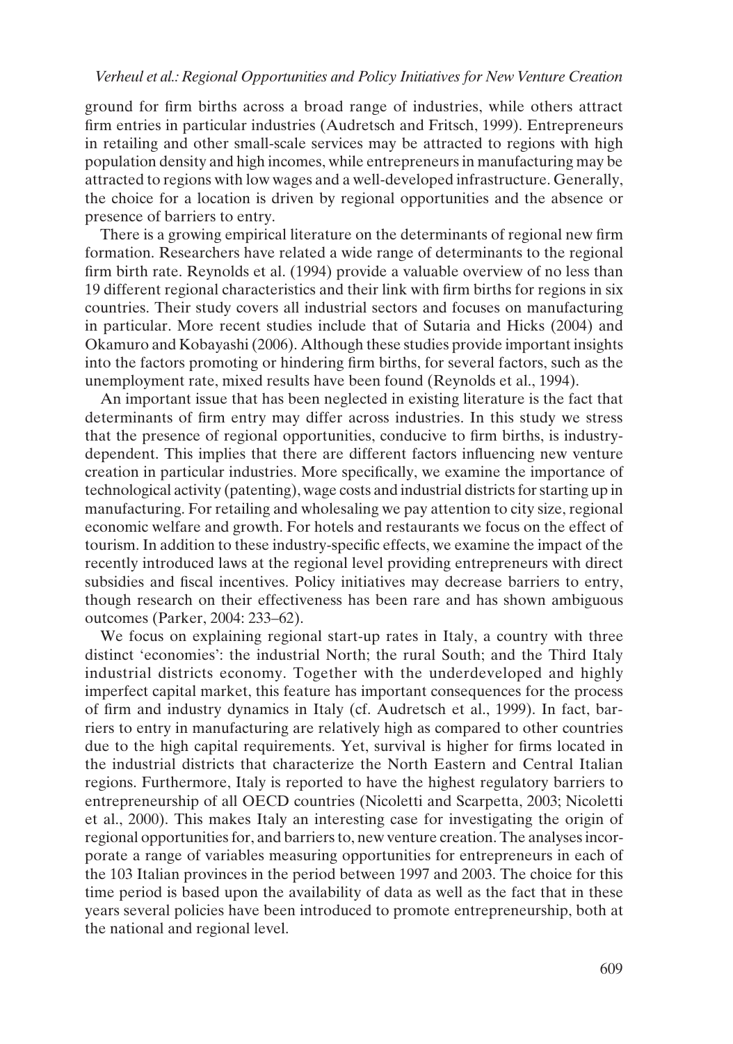ground for firm births across a broad range of industries, while others attract firm entries in particular industries (Audretsch and Fritsch, 1999). Entrepreneurs in retailing and other small-scale services may be attracted to regions with high population density and high incomes, while entrepreneurs in manufacturing may be attracted to regions with low wages and a well-developed infrastructure. Generally, the choice for a location is driven by regional opportunities and the absence or presence of barriers to entry.

There is a growing empirical literature on the determinants of regional new firm formation. Researchers have related a wide range of determinants to the regional firm birth rate. Reynolds et al. (1994) provide a valuable overview of no less than 19 different regional characteristics and their link with firm births for regions in six countries. Their study covers all industrial sectors and focuses on manufacturing in particular. More recent studies include that of Sutaria and Hicks (2004) and Okamuro and Kobayashi (2006). Although these studies provide important insights into the factors promoting or hindering firm births, for several factors, such as the unemployment rate, mixed results have been found (Reynolds et al., 1994).

An important issue that has been neglected in existing literature is the fact that determinants of firm entry may differ across industries. In this study we stress that the presence of regional opportunities, conducive to firm births, is industry-dependent. This implies that there are different factors influencing new venture creation in particular industries. More specifically, we examine the importance of technological activity (patenting), wage costs and industrial districts for starting up in manufacturing. For retailing and wholesaling we pay attention to city size, regional economic welfare and growth. For hotels and restaurants we focus on the effect of tourism. In addition to these industry-specific effects, we examine the impact of the recently introduced laws at the regional level providing entrepreneurs with direct subsidies and fiscal incentives. Policy initiatives may decrease barriers to entry, though research on their effectiveness has been rare and has shown ambiguous outcomes (Parker, 2004: 233–62).

We focus on explaining regional start-up rates in Italy, a country with three distinct 'economies': the industrial North; the rural South; and the Third Italy industrial districts economy. Together with the underdeveloped and highly imperfect capital market, this feature has important consequences for the process of firm and industry dynamics in Italy (cf. Audretsch et al., 1999). In fact, barriers to entry in manufacturing are relatively high as compared to other countries due to the high capital requirements. Yet, survival is higher for firms located in the industrial districts that characterize the North Eastern and Central Italian regions. Furthermore, Italy is reported to have the highest regulatory barriers to entrepreneurship of all OECD countries (Nicoletti and Scarpetta, 2003; Nicoletti et al., 2000). This makes Italy an interesting case for investigating the origin of regional opportunities for, and barriers to, new venture creation. The analyses incorporate a range of variables measuring opportunities for entrepreneurs in each of the 103 Italian provinces in the period between 1997 and 2003. The choice for this time period is based upon the availability of data as well as the fact that in these years several policies have been introduced to promote entrepreneurship, both at the national and regional level.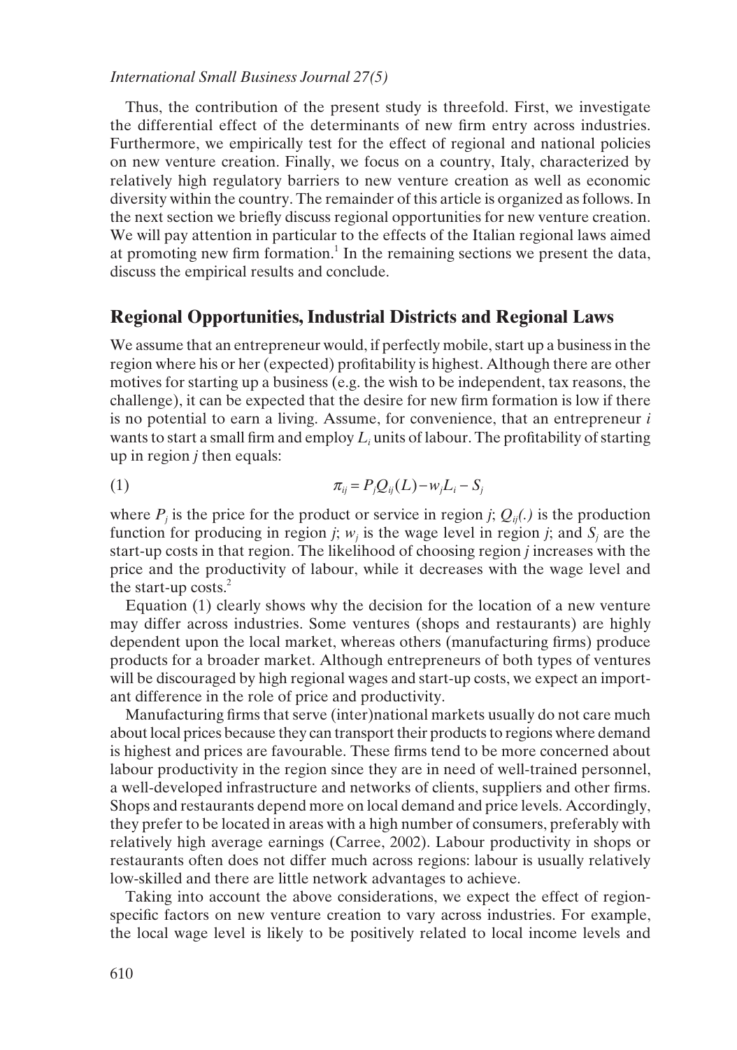Thus, the contribution of the present study is threefold. First, we investigate the differential effect of the determinants of new firm entry across industries. Furthermore, we empirically test for the effect of regional and national policies on new venture creation. Finally, we focus on a country, Italy, characterized by relatively high regulatory barriers to new venture creation as well as economic diversity within the country. The remainder of this article is organized as follows. In the next section we briefly discuss regional opportunities for new venture creation. We will pay attention in particular to the effects of the Italian regional laws aimed at promoting new firm formation.[1] In the remaining sections we present the data, discuss the empirical results and conclude.

## Regional Opportunities, Industrial Districts and Regional Laws

We assume that an entrepreneur would, if perfectly mobile, start up a business in the region where his or her (expected) profitability is highest. Although there are other motives for starting up a business (e.g. the wish to be independent, tax reasons, the challenge), it can be expected that the desire for new firm formation is low if there is no potential to earn a living. Assume, for convenience, that an entrepreneur $i$ wants to start a small firm and employ $L_i$ units of labour. The profitability of starting up in region $j$ then equals:

$$\pi_{ij} = P_j Q_{ij}(L) - w_j L_i - S_j \qquad (1)$$

where $P_j$ is the price for the product or service in region $j$; $Q_{ij}(.)$ is the production function for producing in region $j$; $w_j$ is the wage level in region $j$; and $S_j$ are the start-up costs in that region. The likelihood of choosing region $j$ increases with the price and the productivity of labour, while it decreases with the wage level and the start-up costs.[2]

Equation (1) clearly shows why the decision for the location of a new venture may differ across industries. Some ventures (shops and restaurants) are highly dependent upon the local market, whereas others (manufacturing firms) produce products for a broader market. Although entrepreneurs of both types of ventures will be discouraged by high regional wages and start-up costs, we expect an important difference in the role of price and productivity.

Manufacturing firms that serve (inter)national markets usually do not care much about local prices because they can transport their products to regions where demand is highest and prices are favourable. These firms tend to be more concerned about labour productivity in the region since they are in need of well-trained personnel, a well-developed infrastructure and networks of clients, suppliers and other firms. Shops and restaurants depend more on local demand and price levels. Accordingly, they prefer to be located in areas with a high number of consumers, preferably with relatively high average earnings (Carree, 2002). Labour productivity in shops or restaurants often does not differ much across regions: labour is usually relatively low-skilled and there are little network advantages to achieve.

Taking into account the above considerations, we expect the effect of region-specific factors on new venture creation to vary across industries. For example, the local wage level is likely to be positively related to local income levels and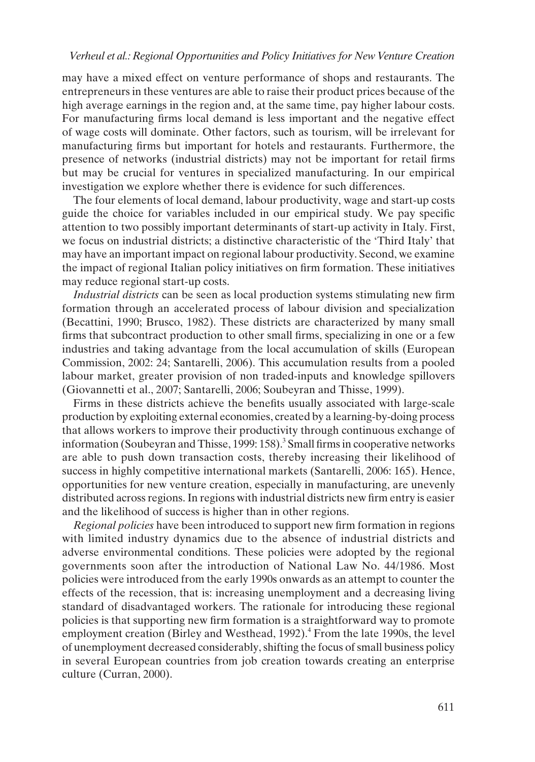may have a mixed effect on venture performance of shops and restaurants. The entrepreneurs in these ventures are able to raise their product prices because of the high average earnings in the region and, at the same time, pay higher labour costs. For manufacturing firms local demand is less important and the negative effect of wage costs will dominate. Other factors, such as tourism, will be irrelevant for manufacturing firms but important for hotels and restaurants. Furthermore, the presence of networks (industrial districts) may not be important for retail firms but may be crucial for ventures in specialized manufacturing. In our empirical investigation we explore whether there is evidence for such differences.

The four elements of local demand, labour productivity, wage and start-up costs guide the choice for variables included in our empirical study. We pay specific attention to two possibly important determinants of start-up activity in Italy. First, we focus on industrial districts; a distinctive characteristic of the 'Third Italy' that may have an important impact on regional labour productivity. Second, we examine the impact of regional Italian policy initiatives on firm formation. These initiatives may reduce regional start-up costs.

*Industrial districts* can be seen as local production systems stimulating new firm formation through an accelerated process of labour division and specialization (Becattini, 1990; Brusco, 1982). These districts are characterized by many small firms that subcontract production to other small firms, specializing in one or a few industries and taking advantage from the local accumulation of skills (European Commission, 2002: 24; Santarelli, 2006). This accumulation results from a pooled labour market, greater provision of non traded-inputs and knowledge spillovers (Giovannetti et al., 2007; Santarelli, 2006; Soubeyran and Thisse, 1999).

Firms in these districts achieve the benefits usually associated with large-scale production by exploiting external economies, created by a learning-by-doing process that allows workers to improve their productivity through continuous exchange of information (Soubeyran and Thisse, 1999: 158).[3] Small firms in cooperative networks are able to push down transaction costs, thereby increasing their likelihood of success in highly competitive international markets (Santarelli, 2006: 165). Hence, opportunities for new venture creation, especially in manufacturing, are unevenly distributed across regions. In regions with industrial districts new firm entry is easier and the likelihood of success is higher than in other regions.

*Regional policies* have been introduced to support new firm formation in regions with limited industry dynamics due to the absence of industrial districts and adverse environmental conditions. These policies were adopted by the regional governments soon after the introduction of National Law No. 44/1986. Most policies were introduced from the early 1990s onwards as an attempt to counter the effects of the recession, that is: increasing unemployment and a decreasing living standard of disadvantaged workers. The rationale for introducing these regional policies is that supporting new firm formation is a straightforward way to promote employment creation (Birley and Westhead, 1992).[4] From the late 1990s, the level of unemployment decreased considerably, shifting the focus of small business policy in several European countries from job creation towards creating an enterprise culture (Curran, 2000).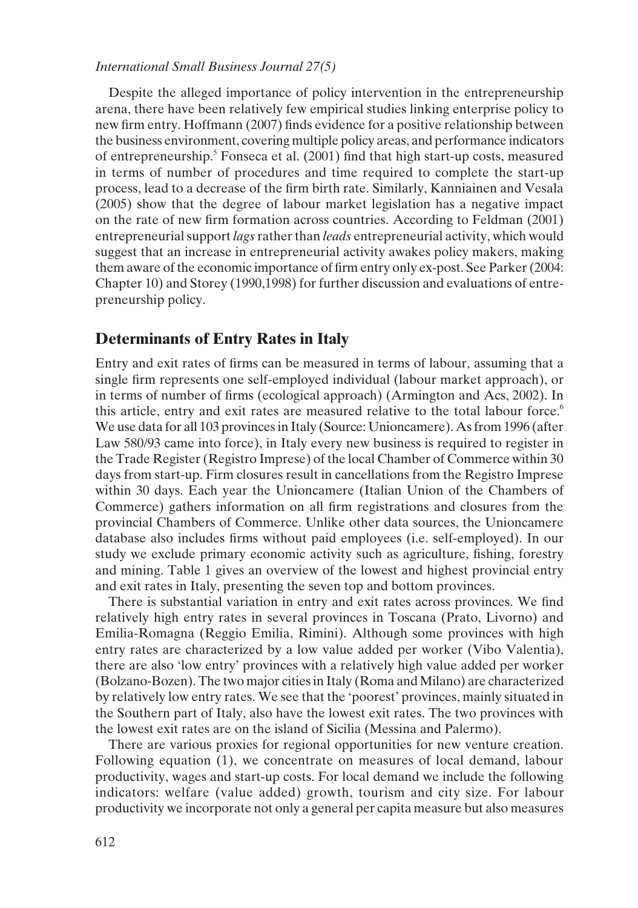Despite the alleged importance of policy intervention in the entrepreneurship arena, there have been relatively few empirical studies linking enterprise policy to new firm entry. Hoffmann (2007) finds evidence for a positive relationship between the business environment, covering multiple policy areas, and performance indicators of entrepreneurship.[5] Fonseca et al. (2001) find that high start-up costs, measured in terms of number of procedures and time required to complete the start-up process, lead to a decrease of the firm birth rate. Similarly, Kanniainen and Vesala (2005) show that the degree of labour market legislation has a negative impact on the rate of new firm formation across countries. According to Feldman (2001) entrepreneurial support *lags* rather than *leads* entrepreneurial activity, which would suggest that an increase in entrepreneurial activity awakes policy makers, making them aware of the economic importance of firm entry only ex-post. See Parker (2004: Chapter 10) and Storey (1990,1998) for further discussion and evaluations of entrepreneurship policy.

## Determinants of Entry Rates in Italy

Entry and exit rates of firms can be measured in terms of labour, assuming that a single firm represents one self-employed individual (labour market approach), or in terms of number of firms (ecological approach) (Armington and Acs, 2002). In this article, entry and exit rates are measured relative to the total labour force.[6] We use data for all 103 provinces in Italy (Source: Unioncamere). As from 1996 (after Law 580/93 came into force), in Italy every new business is required to register in the Trade Register (Registro Imprese) of the local Chamber of Commerce within 30 days from start-up. Firm closures result in cancellations from the Registro Imprese within 30 days. Each year the Unioncamere (Italian Union of the Chambers of Commerce) gathers information on all firm registrations and closures from the provincial Chambers of Commerce. Unlike other data sources, the Unioncamere database also includes firms without paid employees (i.e. self-employed). In our study we exclude primary economic activity such as agriculture, fishing, forestry and mining. Table 1 gives an overview of the lowest and highest provincial entry and exit rates in Italy, presenting the seven top and bottom provinces.

There is substantial variation in entry and exit rates across provinces. We find relatively high entry rates in several provinces in Toscana (Prato, Livorno) and Emilia-Romagna (Reggio Emilia, Rimini). Although some provinces with high entry rates are characterized by a low value added per worker (Vibo Valentia), there are also 'low entry' provinces with a relatively high value added per worker (Bolzano-Bozen). The two major cities in Italy (Roma and Milano) are characterized by relatively low entry rates. We see that the 'poorest' provinces, mainly situated in the Southern part of Italy, also have the lowest exit rates. The two provinces with the lowest exit rates are on the island of Sicilia (Messina and Palermo).

There are various proxies for regional opportunities for new venture creation. Following equation (1), we concentrate on measures of local demand, labour productivity, wages and start-up costs. For local demand we include the following indicators: welfare (value added) growth, tourism and city size. For labour productivity we incorporate not only a general per capita measure but also measures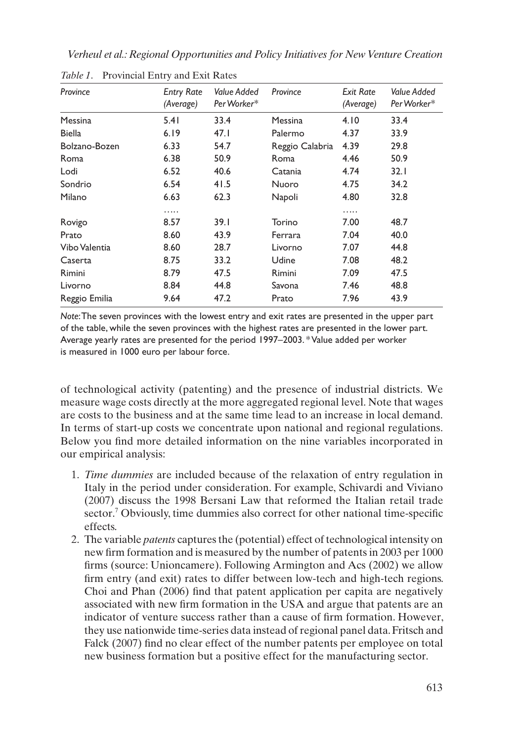*Table 1*. Provincial Entry and Exit Rates

| *Province* | *Entry Rate (Average)* | *Value Added Per Worker\** | *Province* | *Exit Rate (Average)* | *Value Added Per Worker\** |
|---|---|---|---|---|---|
| Messina | 5.41 | 33.4 | Messina | 4.10 | 33.4 |
| Biella | 6.19 | 47.1 | Palermo | 4.37 | 33.9 |
| Bolzano-Bozen | 6.33 | 54.7 | Reggio Calabria | 4.39 | 29.8 |
| Roma | 6.38 | 50.9 | Roma | 4.46 | 50.9 |
| Lodi | 6.52 | 40.6 | Catania | 4.74 | 32.1 |
| Sondrio | 6.54 | 41.5 | Nuoro | 4.75 | 34.2 |
| Milano | 6.63 | 62.3 | Napoli | 4.80 | 32.8 |
| | ..... | | | ..... | |
| Rovigo | 8.57 | 39.1 | Torino | 7.00 | 48.7 |
| Prato | 8.60 | 43.9 | Ferrara | 7.04 | 40.0 |
| Vibo Valentia | 8.60 | 28.7 | Livorno | 7.07 | 44.8 |
| Caserta | 8.75 | 33.2 | Udine | 7.08 | 48.2 |
| Rimini | 8.79 | 47.5 | Rimini | 7.09 | 47.5 |
| Livorno | 8.84 | 44.8 | Savona | 7.46 | 48.8 |
| Reggio Emilia | 9.64 | 47.2 | Prato | 7.96 | 43.9 |

*Note*: The seven provinces with the lowest entry and exit rates are presented in the upper part of the table, while the seven provinces with the highest rates are presented in the lower part. Average yearly rates are presented for the period 1997–2003. * Value added per worker is measured in 1000 euro per labour force.

of technological activity (patenting) and the presence of industrial districts. We measure wage costs directly at the more aggregated regional level. Note that wages are costs to the business and at the same time lead to an increase in local demand. In terms of start-up costs we concentrate upon national and regional regulations. Below you find more detailed information on the nine variables incorporated in our empirical analysis:

1. *Time dummies* are included because of the relaxation of entry regulation in Italy in the period under consideration. For example, Schivardi and Viviano (2007) discuss the 1998 Bersani Law that reformed the Italian retail trade sector.[7] Obviously, time dummies also correct for other national time-specific effects.
2. The variable *patents* captures the (potential) effect of technological intensity on new firm formation and is measured by the number of patents in 2003 per 1000 firms (source: Unioncamere). Following Armington and Acs (2002) we allow firm entry (and exit) rates to differ between low-tech and high-tech regions. Choi and Phan (2006) find that patent application per capita are negatively associated with new firm formation in the USA and argue that patents are an indicator of venture success rather than a cause of firm formation. However, they use nationwide time-series data instead of regional panel data. Fritsch and Falck (2007) find no clear effect of the number patents per employee on total new business formation but a positive effect for the manufacturing sector.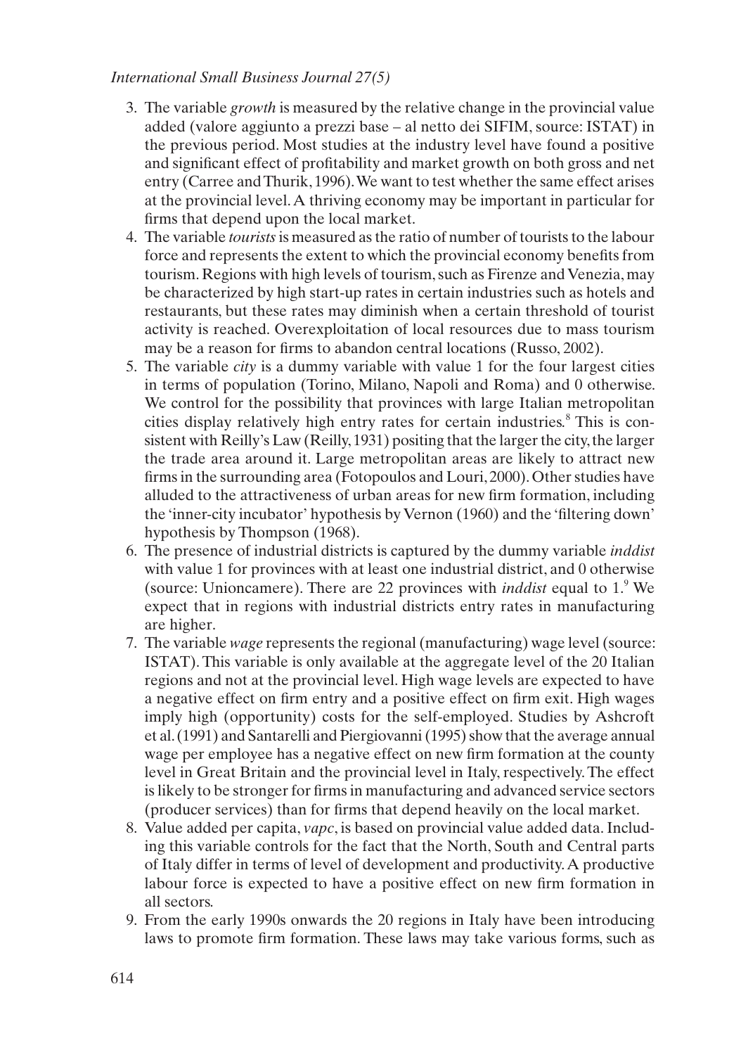3. The variable *growth* is measured by the relative change in the provincial value added (valore aggiunto a prezzi base – al netto dei SIFIM, source: ISTAT) in the previous period. Most studies at the industry level have found a positive and significant effect of profitability and market growth on both gross and net entry (Carree and Thurik, 1996). We want to test whether the same effect arises at the provincial level. A thriving economy may be important in particular for firms that depend upon the local market.
4. The variable *tourists* is measured as the ratio of number of tourists to the labour force and represents the extent to which the provincial economy benefits from tourism. Regions with high levels of tourism, such as Firenze and Venezia, may be characterized by high start-up rates in certain industries such as hotels and restaurants, but these rates may diminish when a certain threshold of tourist activity is reached. Overexploitation of local resources due to mass tourism may be a reason for firms to abandon central locations (Russo, 2002).
5. The variable *city* is a dummy variable with value 1 for the four largest cities in terms of population (Torino, Milano, Napoli and Roma) and 0 otherwise. We control for the possibility that provinces with large Italian metropolitan cities display relatively high entry rates for certain industries.[8] This is consistent with Reilly's Law (Reilly, 1931) positing that the larger the city, the larger the trade area around it. Large metropolitan areas are likely to attract new firms in the surrounding area (Fotopoulos and Louri, 2000). Other studies have alluded to the attractiveness of urban areas for new firm formation, including the 'inner-city incubator' hypothesis by Vernon (1960) and the 'filtering down' hypothesis by Thompson (1968).
6. The presence of industrial districts is captured by the dummy variable *inddist* with value 1 for provinces with at least one industrial district, and 0 otherwise (source: Unioncamere). There are 22 provinces with *inddist* equal to 1.[9] We expect that in regions with industrial districts entry rates in manufacturing are higher.
7. The variable *wage* represents the regional (manufacturing) wage level (source: ISTAT). This variable is only available at the aggregate level of the 20 Italian regions and not at the provincial level. High wage levels are expected to have a negative effect on firm entry and a positive effect on firm exit. High wages imply high (opportunity) costs for the self-employed. Studies by Ashcroft et al. (1991) and Santarelli and Piergiovanni (1995) show that the average annual wage per employee has a negative effect on new firm formation at the county level in Great Britain and the provincial level in Italy, respectively. The effect is likely to be stronger for firms in manufacturing and advanced service sectors (producer services) than for firms that depend heavily on the local market.
8. Value added per capita, *vapc*, is based on provincial value added data. Including this variable controls for the fact that the North, South and Central parts of Italy differ in terms of level of development and productivity. A productive labour force is expected to have a positive effect on new firm formation in all sectors.
9. From the early 1990s onwards the 20 regions in Italy have been introducing laws to promote firm formation. These laws may take various forms, such as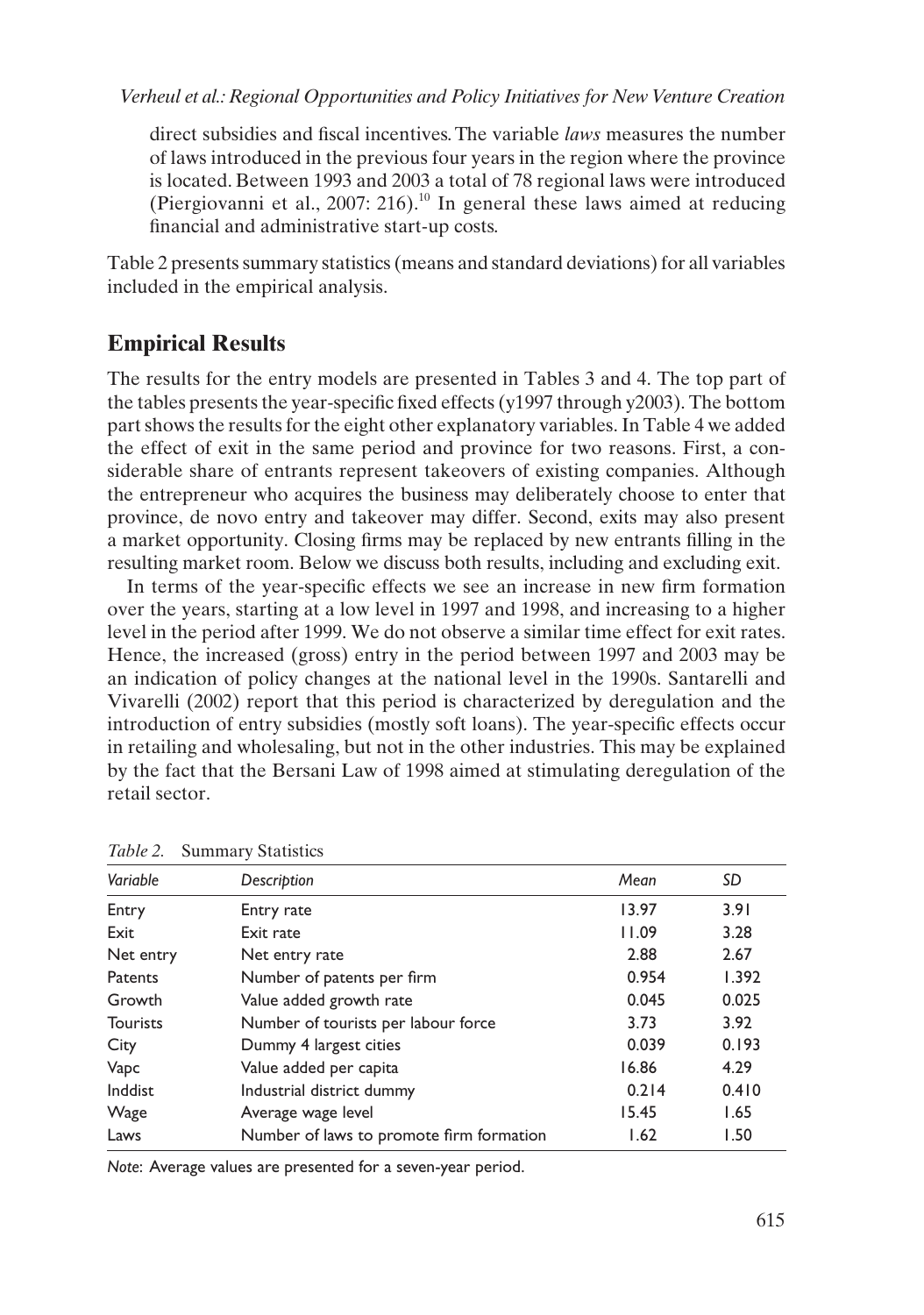direct subsidies and fiscal incentives. The variable *laws* measures the number of laws introduced in the previous four years in the region where the province is located. Between 1993 and 2003 a total of 78 regional laws were introduced (Piergiovanni et al., 2007: 216).[10] In general these laws aimed at reducing financial and administrative start-up costs.

Table 2 presents summary statistics (means and standard deviations) for all variables included in the empirical analysis.

## Empirical Results

The results for the entry models are presented in Tables 3 and 4. The top part of the tables presents the year-specific fixed effects (y1997 through y2003). The bottom part shows the results for the eight other explanatory variables. In Table 4 we added the effect of exit in the same period and province for two reasons. First, a considerable share of entrants represent takeovers of existing companies. Although the entrepreneur who acquires the business may deliberately choose to enter that province, de novo entry and takeover may differ. Second, exits may also present a market opportunity. Closing firms may be replaced by new entrants filling in the resulting market room. Below we discuss both results, including and excluding exit.

In terms of the year-specific effects we see an increase in new firm formation over the years, starting at a low level in 1997 and 1998, and increasing to a higher level in the period after 1999. We do not observe a similar time effect for exit rates. Hence, the increased (gross) entry in the period between 1997 and 2003 may be an indication of policy changes at the national level in the 1990s. Santarelli and Vivarelli (2002) report that this period is characterized by deregulation and the introduction of entry subsidies (mostly soft loans). The year-specific effects occur in retailing and wholesaling, but not in the other industries. This may be explained by the fact that the Bersani Law of 1998 aimed at stimulating deregulation of the retail sector.

*Table 2.* Summary Statistics

| *Variable* | *Description* | *Mean* | *SD* |
|---|---|---|---|
| Entry | Entry rate | 13.97 | 3.91 |
| Exit | Exit rate | 11.09 | 3.28 |
| Net entry | Net entry rate | 2.88 | 2.67 |
| Patents | Number of patents per firm | 0.954 | 1.392 |
| Growth | Value added growth rate | 0.045 | 0.025 |
| Tourists | Number of tourists per labour force | 3.73 | 3.92 |
| City | Dummy 4 largest cities | 0.039 | 0.193 |
| Vapc | Value added per capita | 16.86 | 4.29 |
| Inddist | Industrial district dummy | 0.214 | 0.410 |
| Wage | Average wage level | 15.45 | 1.65 |
| Laws | Number of laws to promote firm formation | 1.62 | 1.50 |

*Note*: Average values are presented for a seven-year period.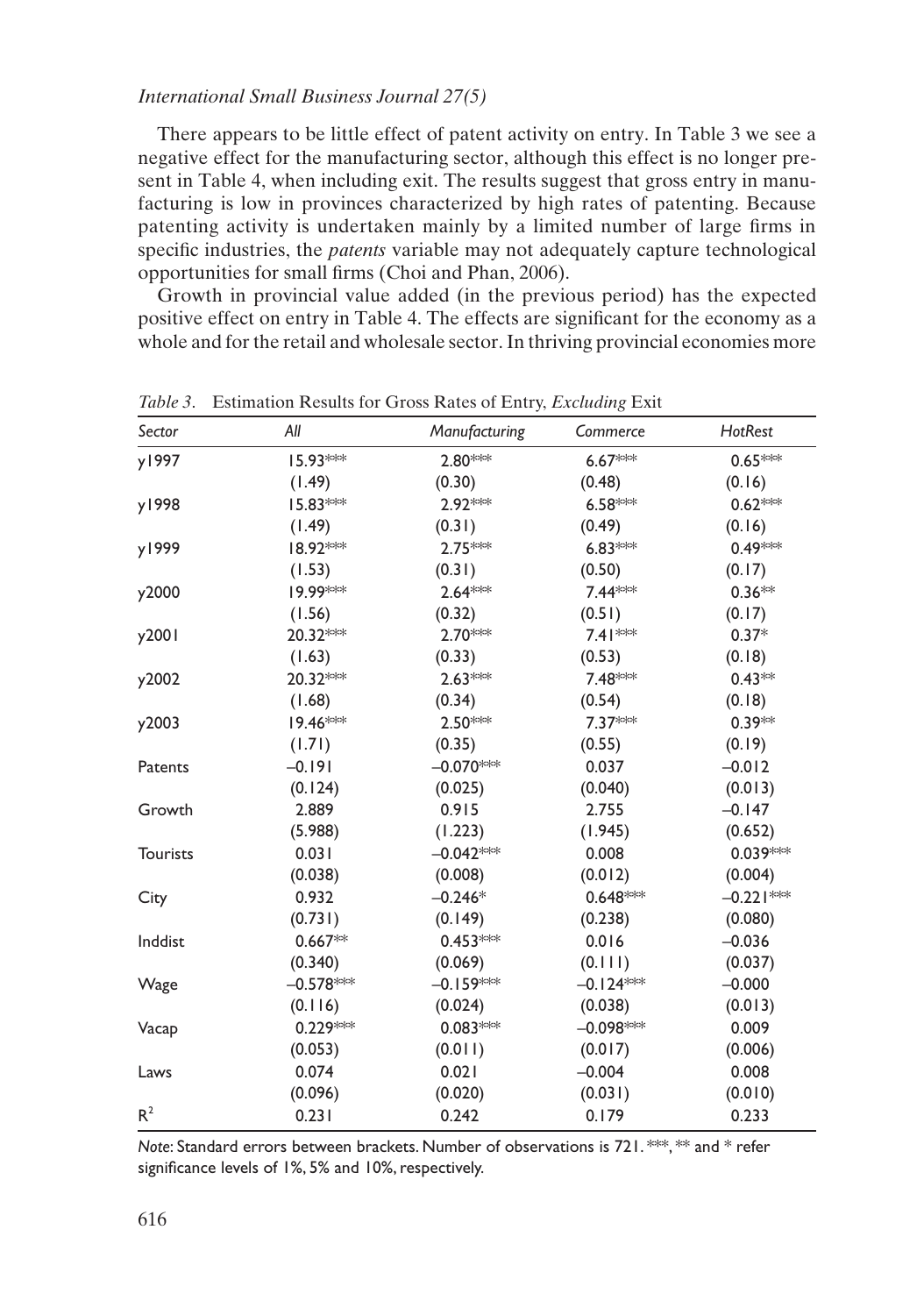There appears to be little effect of patent activity on entry. In Table 3 we see a negative effect for the manufacturing sector, although this effect is no longer present in Table 4, when including exit. The results suggest that gross entry in manufacturing is low in provinces characterized by high rates of patenting. Because patenting activity is undertaken mainly by a limited number of large firms in specific industries, the *patents* variable may not adequately capture technological opportunities for small firms (Choi and Phan, 2006).

Growth in provincial value added (in the previous period) has the expected positive effect on entry in Table 4. The effects are significant for the economy as a whole and for the retail and wholesale sector. In thriving provincial economies more

*Table 3*. Estimation Results for Gross Rates of Entry, *Excluding* Exit

| *Sector* | *All* | *Manufacturing* | *Commerce* | *HotRest* |
|---|---|---|---|---|
| y1997 | 15.93*** | 2.80*** | 6.67*** | 0.65*** |
| | (1.49) | (0.30) | (0.48) | (0.16) |
| y1998 | 15.83*** | 2.92*** | 6.58*** | 0.62*** |
| | (1.49) | (0.31) | (0.49) | (0.16) |
| y1999 | 18.92*** | 2.75*** | 6.83*** | 0.49*** |
| | (1.53) | (0.31) | (0.50) | (0.17) |
| y2000 | 19.99*** | 2.64*** | 7.44*** | 0.36** |
| | (1.56) | (0.32) | (0.51) | (0.17) |
| y2001 | 20.32*** | 2.70*** | 7.41*** | 0.37* |
| | (1.63) | (0.33) | (0.53) | (0.18) |
| y2002 | 20.32*** | 2.63*** | 7.48*** | 0.43** |
| | (1.68) | (0.34) | (0.54) | (0.18) |
| y2003 | 19.46*** | 2.50*** | 7.37*** | 0.39** |
| | (1.71) | (0.35) | (0.55) | (0.19) |
| Patents | –0.191 | –0.070*** | 0.037 | –0.012 |
| | (0.124) | (0.025) | (0.040) | (0.013) |
| Growth | 2.889 | 0.915 | 2.755 | –0.147 |
| | (5.988) | (1.223) | (1.945) | (0.652) |
| Tourists | 0.031 | –0.042*** | 0.008 | 0.039*** |
| | (0.038) | (0.008) | (0.012) | (0.004) |
| City | 0.932 | –0.246* | 0.648*** | –0.221*** |
| | (0.731) | (0.149) | (0.238) | (0.080) |
| Inddist | 0.667** | 0.453*** | 0.016 | –0.036 |
| | (0.340) | (0.069) | (0.111) | (0.037) |
| Wage | –0.578*** | –0.159*** | –0.124*** | –0.000 |
| | (0.116) | (0.024) | (0.038) | (0.013) |
| Vacap | 0.229*** | 0.083*** | –0.098*** | 0.009 |
| | (0.053) | (0.011) | (0.017) | (0.006) |
| Laws | 0.074 | 0.021 | –0.004 | 0.008 |
| | (0.096) | (0.020) | (0.031) | (0.010) |
| $R^2$ | 0.231 | 0.242 | 0.179 | 0.233 |

*Note*: Standard errors between brackets. Number of observations is 721. ***, ** and * refer significance levels of 1%, 5% and 10%, respectively.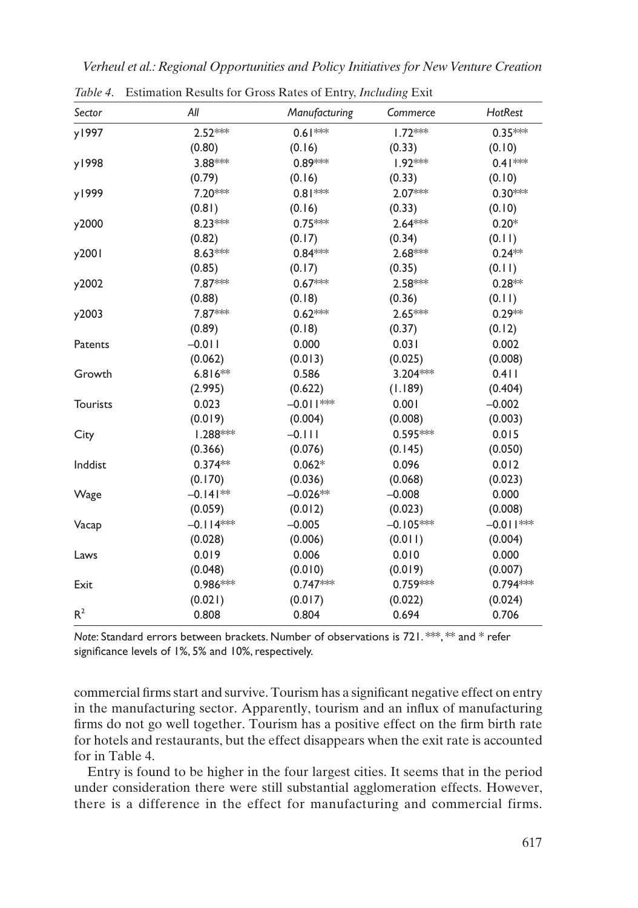*Table 4.* Estimation Results for Gross Rates of Entry, *Including* Exit

| *Sector* | *All* | *Manufacturing* | *Commerce* | *HotRest* |
|---|---|---|---|---|
| y1997 | 2.52*** | 0.61*** | 1.72*** | 0.35*** |
| | (0.80) | (0.16) | (0.33) | (0.10) |
| y1998 | 3.88*** | 0.89*** | 1.92*** | 0.41*** |
| | (0.79) | (0.16) | (0.33) | (0.10) |
| y1999 | 7.20*** | 0.81*** | 2.07*** | 0.30*** |
| | (0.81) | (0.16) | (0.33) | (0.10) |
| y2000 | 8.23*** | 0.75*** | 2.64*** | 0.20* |
| | (0.82) | (0.17) | (0.34) | (0.11) |
| y2001 | 8.63*** | 0.84*** | 2.68*** | 0.24** |
| | (0.85) | (0.17) | (0.35) | (0.11) |
| y2002 | 7.87*** | 0.67*** | 2.58*** | 0.28** |
| | (0.88) | (0.18) | (0.36) | (0.11) |
| y2003 | 7.87*** | 0.62*** | 2.65*** | 0.29** |
| | (0.89) | (0.18) | (0.37) | (0.12) |
| Patents | –0.011 | 0.000 | 0.031 | 0.002 |
| | (0.062) | (0.013) | (0.025) | (0.008) |
| Growth | 6.816** | 0.586 | 3.204*** | 0.411 |
| | (2.995) | (0.622) | (1.189) | (0.404) |
| Tourists | 0.023 | –0.011*** | 0.001 | –0.002 |
| | (0.019) | (0.004) | (0.008) | (0.003) |
| City | 1.288*** | –0.111 | 0.595*** | 0.015 |
| | (0.366) | (0.076) | (0.145) | (0.050) |
| Inddist | 0.374** | 0.062* | 0.096 | 0.012 |
| | (0.170) | (0.036) | (0.068) | (0.023) |
| Wage | –0.141** | –0.026** | –0.008 | 0.000 |
| | (0.059) | (0.012) | (0.023) | (0.008) |
| Vacap | –0.114*** | –0.005 | –0.105*** | –0.011*** |
| | (0.028) | (0.006) | (0.011) | (0.004) |
| Laws | 0.019 | 0.006 | 0.010 | 0.000 |
| | (0.048) | (0.010) | (0.019) | (0.007) |
| Exit | 0.986*** | 0.747*** | 0.759*** | 0.794*** |
| | (0.021) | (0.017) | (0.022) | (0.024) |
| $R^2$ | 0.808 | 0.804 | 0.694 | 0.706 |

*Note*: Standard errors between brackets. Number of observations is 721. ***, ** and * refer significance levels of 1%, 5% and 10%, respectively.

commercial firms start and survive. Tourism has a significant negative effect on entry in the manufacturing sector. Apparently, tourism and an influx of manufacturing firms do not go well together. Tourism has a positive effect on the firm birth rate for hotels and restaurants, but the effect disappears when the exit rate is accounted for in Table 4.

Entry is found to be higher in the four largest cities. It seems that in the period under consideration there were still substantial agglomeration effects. However, there is a difference in the effect for manufacturing and commercial firms.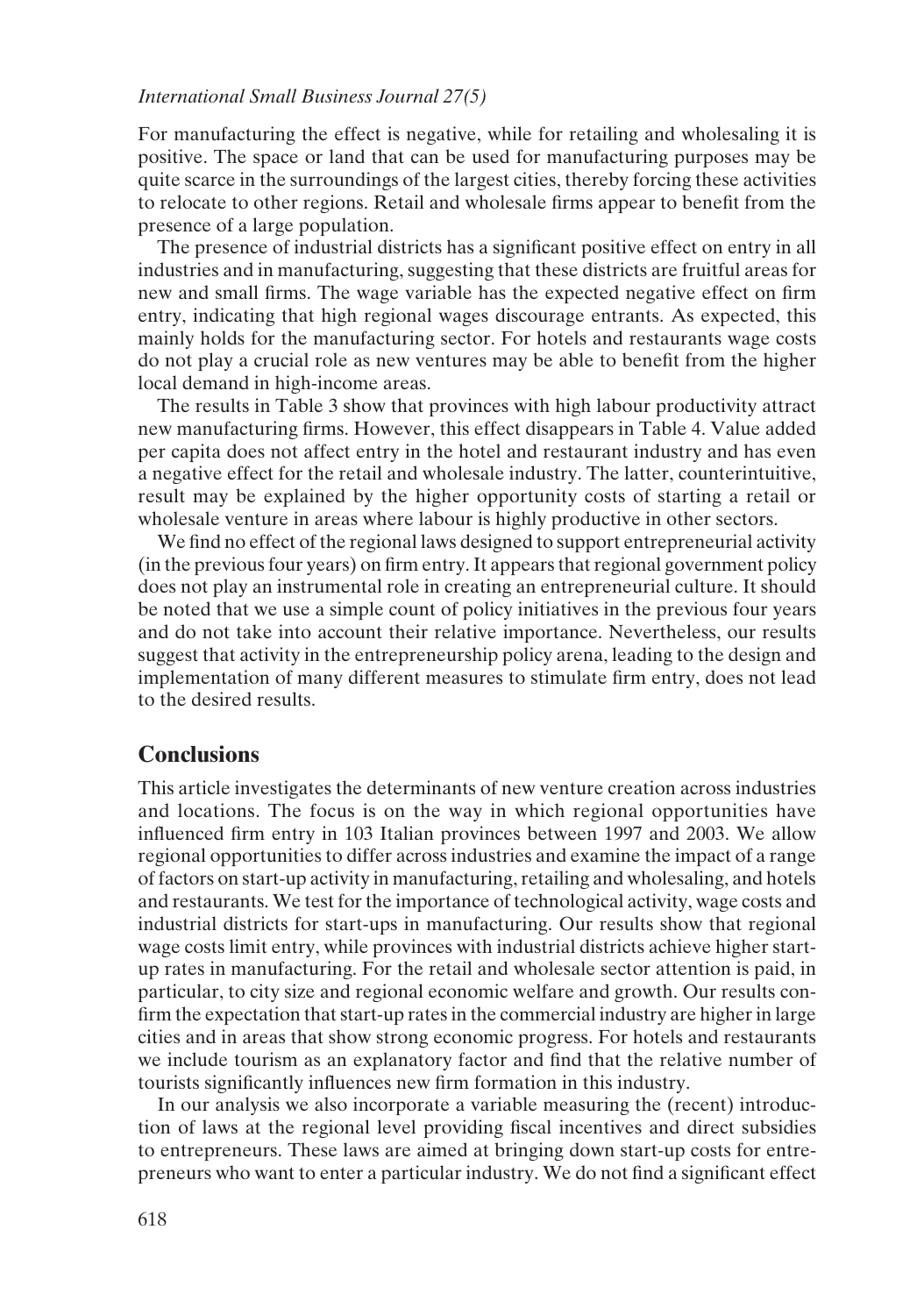For manufacturing the effect is negative, while for retailing and wholesaling it is positive. The space or land that can be used for manufacturing purposes may be quite scarce in the surroundings of the largest cities, thereby forcing these activities to relocate to other regions. Retail and wholesale firms appear to benefit from the presence of a large population.

The presence of industrial districts has a significant positive effect on entry in all industries and in manufacturing, suggesting that these districts are fruitful areas for new and small firms. The wage variable has the expected negative effect on firm entry, indicating that high regional wages discourage entrants. As expected, this mainly holds for the manufacturing sector. For hotels and restaurants wage costs do not play a crucial role as new ventures may be able to benefit from the higher local demand in high-income areas.

The results in Table 3 show that provinces with high labour productivity attract new manufacturing firms. However, this effect disappears in Table 4. Value added per capita does not affect entry in the hotel and restaurant industry and has even a negative effect for the retail and wholesale industry. The latter, counterintuitive, result may be explained by the higher opportunity costs of starting a retail or wholesale venture in areas where labour is highly productive in other sectors.

We find no effect of the regional laws designed to support entrepreneurial activity (in the previous four years) on firm entry. It appears that regional government policy does not play an instrumental role in creating an entrepreneurial culture. It should be noted that we use a simple count of policy initiatives in the previous four years and do not take into account their relative importance. Nevertheless, our results suggest that activity in the entrepreneurship policy arena, leading to the design and implementation of many different measures to stimulate firm entry, does not lead to the desired results.

## Conclusions

This article investigates the determinants of new venture creation across industries and locations. The focus is on the way in which regional opportunities have influenced firm entry in 103 Italian provinces between 1997 and 2003. We allow regional opportunities to differ across industries and examine the impact of a range of factors on start-up activity in manufacturing, retailing and wholesaling, and hotels and restaurants. We test for the importance of technological activity, wage costs and industrial districts for start-ups in manufacturing. Our results show that regional wage costs limit entry, while provinces with industrial districts achieve higher start-up rates in manufacturing. For the retail and wholesale sector attention is paid, in particular, to city size and regional economic welfare and growth. Our results confirm the expectation that start-up rates in the commercial industry are higher in large cities and in areas that show strong economic progress. For hotels and restaurants we include tourism as an explanatory factor and find that the relative number of tourists significantly influences new firm formation in this industry.

In our analysis we also incorporate a variable measuring the (recent) introduction of laws at the regional level providing fiscal incentives and direct subsidies to entrepreneurs. These laws are aimed at bringing down start-up costs for entrepreneurs who want to enter a particular industry. We do not find a significant effect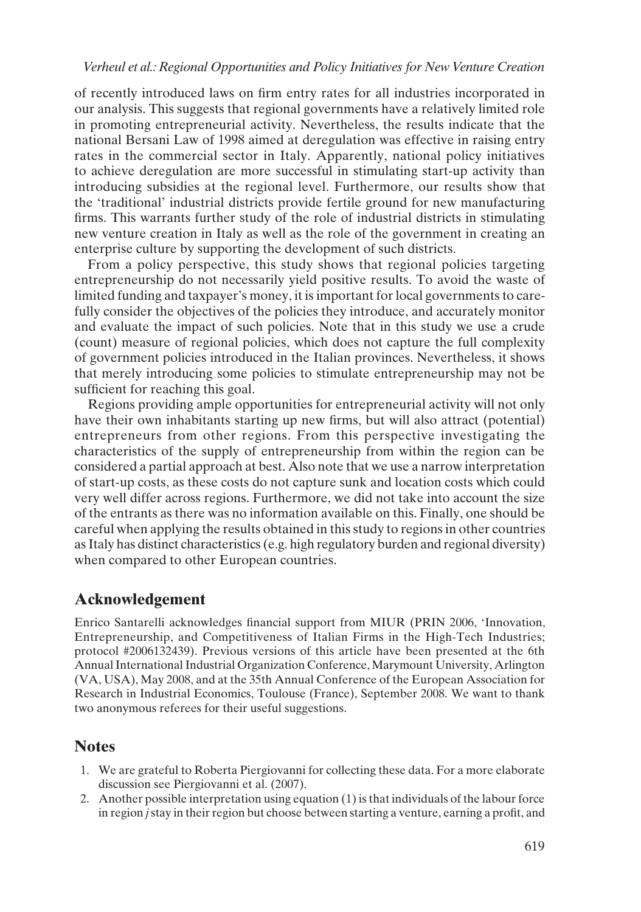of recently introduced laws on firm entry rates for all industries incorporated in our analysis. This suggests that regional governments have a relatively limited role in promoting entrepreneurial activity. Nevertheless, the results indicate that the national Bersani Law of 1998 aimed at deregulation was effective in raising entry rates in the commercial sector in Italy. Apparently, national policy initiatives to achieve deregulation are more successful in stimulating start-up activity than introducing subsidies at the regional level. Furthermore, our results show that the 'traditional' industrial districts provide fertile ground for new manufacturing firms. This warrants further study of the role of industrial districts in stimulating new venture creation in Italy as well as the role of the government in creating an enterprise culture by supporting the development of such districts.

From a policy perspective, this study shows that regional policies targeting entrepreneurship do not necessarily yield positive results. To avoid the waste of limited funding and taxpayer's money, it is important for local governments to carefully consider the objectives of the policies they introduce, and accurately monitor and evaluate the impact of such policies. Note that in this study we use a crude (count) measure of regional policies, which does not capture the full complexity of government policies introduced in the Italian provinces. Nevertheless, it shows that merely introducing some policies to stimulate entrepreneurship may not be sufficient for reaching this goal.

Regions providing ample opportunities for entrepreneurial activity will not only have their own inhabitants starting up new firms, but will also attract (potential) entrepreneurs from other regions. From this perspective investigating the characteristics of the supply of entrepreneurship from within the region can be considered a partial approach at best. Also note that we use a narrow interpretation of start-up costs, as these costs do not capture sunk and location costs which could very well differ across regions. Furthermore, we did not take into account the size of the entrants as there was no information available on this. Finally, one should be careful when applying the results obtained in this study to regions in other countries as Italy has distinct characteristics (e.g. high regulatory burden and regional diversity) when compared to other European countries.

## Acknowledgement

Enrico Santarelli acknowledges financial support from MIUR (PRIN 2006, 'Innovation, Entrepreneurship, and Competitiveness of Italian Firms in the High-Tech Industries; protocol #2006132439). Previous versions of this article have been presented at the 6th Annual International Industrial Organization Conference, Marymount University, Arlington (VA, USA), May 2008, and at the 35th Annual Conference of the European Association for Research in Industrial Economics, Toulouse (France), September 2008. We want to thank two anonymous referees for their useful suggestions.

## Notes

1. We are grateful to Roberta Piergiovanni for collecting these data. For a more elaborate discussion see Piergiovanni et al. (2007).
2. Another possible interpretation using equation (1) is that individuals of the labour force in region $j$ stay in their region but choose between starting a venture, earning a profit, and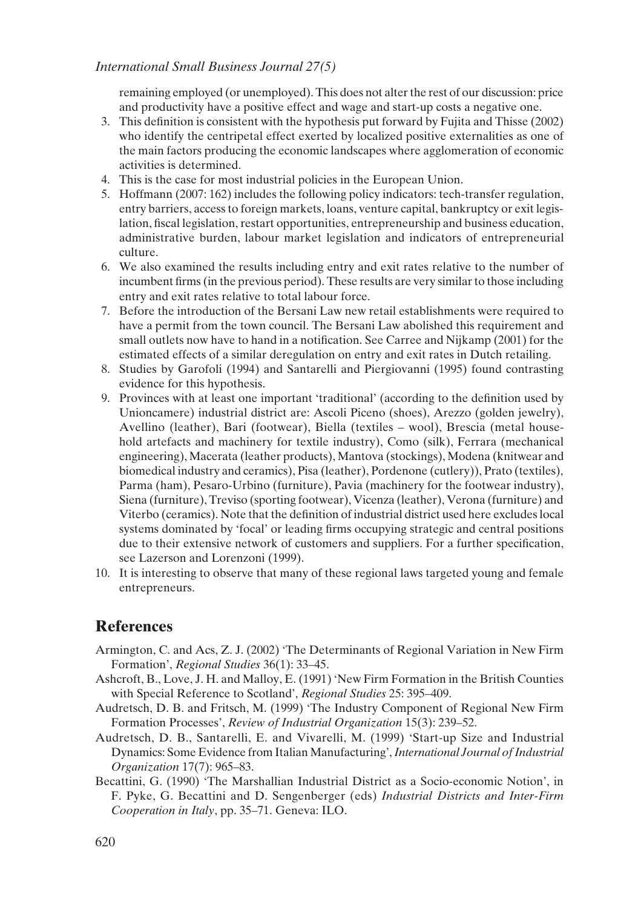remaining employed (or unemployed). This does not alter the rest of our discussion: price and productivity have a positive effect and wage and start-up costs a negative one.

3. This definition is consistent with the hypothesis put forward by Fujita and Thisse (2002) who identify the centripetal effect exerted by localized positive externalities as one of the main factors producing the economic landscapes where agglomeration of economic activities is determined.
4. This is the case for most industrial policies in the European Union.
5. Hoffmann (2007: 162) includes the following policy indicators: tech-transfer regulation, entry barriers, access to foreign markets, loans, venture capital, bankruptcy or exit legislation, fiscal legislation, restart opportunities, entrepreneurship and business education, administrative burden, labour market legislation and indicators of entrepreneurial culture.
6. We also examined the results including entry and exit rates relative to the number of incumbent firms (in the previous period). These results are very similar to those including entry and exit rates relative to total labour force.
7. Before the introduction of the Bersani Law new retail establishments were required to have a permit from the town council. The Bersani Law abolished this requirement and small outlets now have to hand in a notification. See Carree and Nijkamp (2001) for the estimated effects of a similar deregulation on entry and exit rates in Dutch retailing.
8. Studies by Garofoli (1994) and Santarelli and Piergiovanni (1995) found contrasting evidence for this hypothesis.
9. Provinces with at least one important 'traditional' (according to the definition used by Unioncamere) industrial district are: Ascoli Piceno (shoes), Arezzo (golden jewelry), Avellino (leather), Bari (footwear), Biella (textiles – wool), Brescia (metal household artefacts and machinery for textile industry), Como (silk), Ferrara (mechanical engineering), Macerata (leather products), Mantova (stockings), Modena (knitwear and biomedical industry and ceramics), Pisa (leather), Pordenone (cutlery)), Prato (textiles), Parma (ham), Pesaro-Urbino (furniture), Pavia (machinery for the footwear industry), Siena (furniture), Treviso (sporting footwear), Vicenza (leather), Verona (furniture) and Viterbo (ceramics). Note that the definition of industrial district used here excludes local systems dominated by 'focal' or leading firms occupying strategic and central positions due to their extensive network of customers and suppliers. For a further specification, see Lazerson and Lorenzoni (1999).
10. It is interesting to observe that many of these regional laws targeted young and female entrepreneurs.

## References

Armington, C. and Acs, Z. J. (2002) 'The Determinants of Regional Variation in New Firm Formation', *Regional Studies* 36(1): 33–45.

Ashcroft, B., Love, J. H. and Malloy, E. (1991) 'New Firm Formation in the British Counties with Special Reference to Scotland', *Regional Studies* 25: 395–409.

Audretsch, D. B. and Fritsch, M. (1999) 'The Industry Component of Regional New Firm Formation Processes', *Review of Industrial Organization* 15(3): 239–52.

Audretsch, D. B., Santarelli, E. and Vivarelli, M. (1999) 'Start-up Size and Industrial Dynamics: Some Evidence from Italian Manufacturing', *International Journal of Industrial Organization* 17(7): 965–83.

Becattini, G. (1990) 'The Marshallian Industrial District as a Socio-economic Notion', in F. Pyke, G. Becattini and D. Sengenberger (eds) *Industrial Districts and Inter-Firm Cooperation in Italy*, pp. 35–71. Geneva: ILO.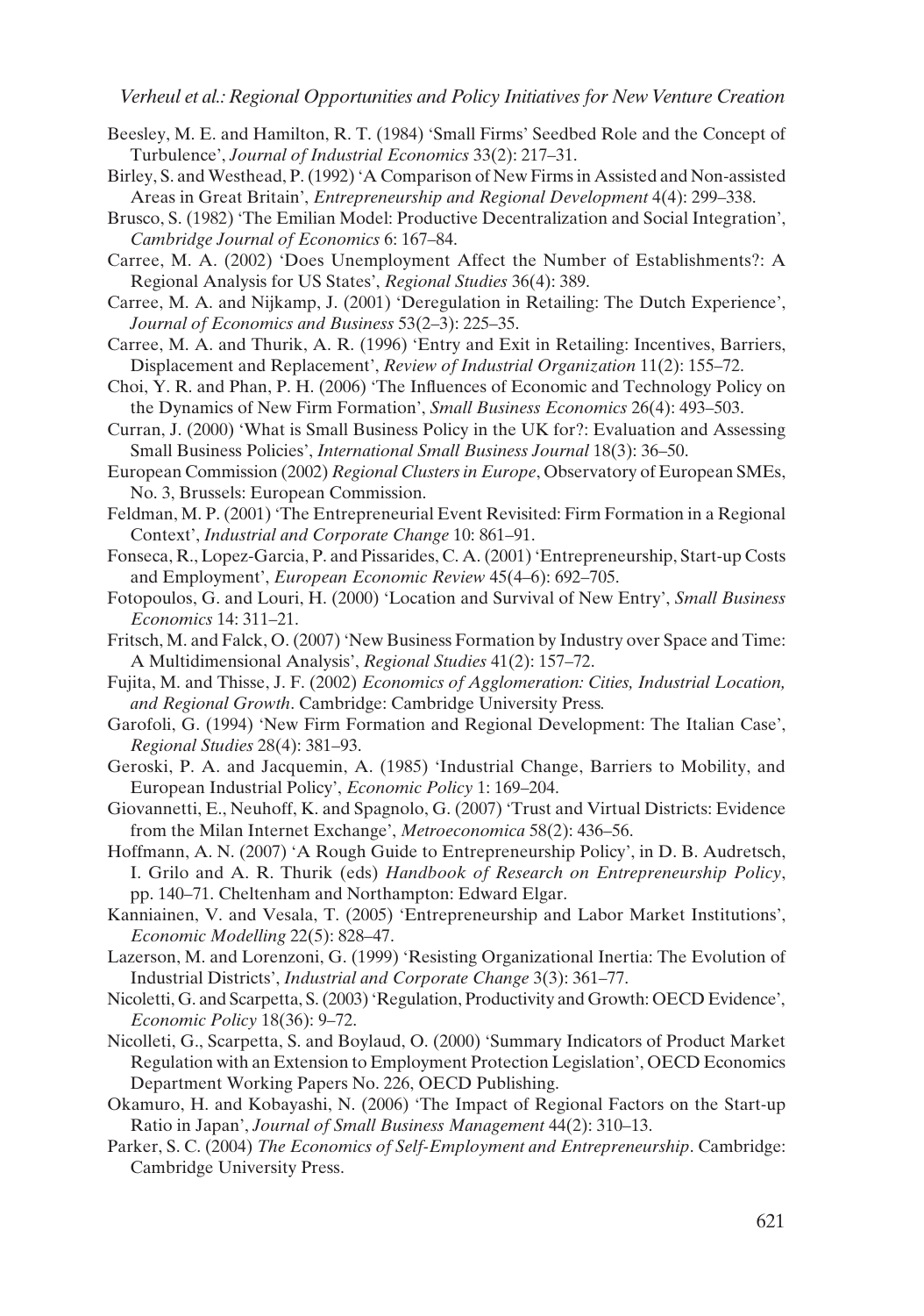Beesley, M. E. and Hamilton, R. T. (1984) 'Small Firms' Seedbed Role and the Concept of Turbulence', *Journal of Industrial Economics* 33(2): 217–31.

Birley, S. and Westhead, P. (1992) 'A Comparison of New Firms in Assisted and Non-assisted Areas in Great Britain', *Entrepreneurship and Regional Development* 4(4): 299–338.

Brusco, S. (1982) 'The Emilian Model: Productive Decentralization and Social Integration', *Cambridge Journal of Economics* 6: 167–84.

Carree, M. A. (2002) 'Does Unemployment Affect the Number of Establishments?: A Regional Analysis for US States', *Regional Studies* 36(4): 389.

Carree, M. A. and Nijkamp, J. (2001) 'Deregulation in Retailing: The Dutch Experience', *Journal of Economics and Business* 53(2–3): 225–35.

Carree, M. A. and Thurik, A. R. (1996) 'Entry and Exit in Retailing: Incentives, Barriers, Displacement and Replacement', *Review of Industrial Organization* 11(2): 155–72.

Choi, Y. R. and Phan, P. H. (2006) 'The Influences of Economic and Technology Policy on the Dynamics of New Firm Formation', *Small Business Economics* 26(4): 493–503.

Curran, J. (2000) 'What is Small Business Policy in the UK for?: Evaluation and Assessing Small Business Policies', *International Small Business Journal* 18(3): 36–50.

European Commission (2002) *Regional Clusters in Europe*, Observatory of European SMEs, No. 3, Brussels: European Commission.

Feldman, M. P. (2001) 'The Entrepreneurial Event Revisited: Firm Formation in a Regional Context', *Industrial and Corporate Change* 10: 861–91.

Fonseca, R., Lopez-Garcia, P. and Pissarides, C. A. (2001) 'Entrepreneurship, Start-up Costs and Employment', *European Economic Review* 45(4–6): 692–705.

Fotopoulos, G. and Louri, H. (2000) 'Location and Survival of New Entry', *Small Business Economics* 14: 311–21.

Fritsch, M. and Falck, O. (2007) 'New Business Formation by Industry over Space and Time: A Multidimensional Analysis', *Regional Studies* 41(2): 157–72.

Fujita, M. and Thisse, J. F. (2002) *Economics of Agglomeration: Cities, Industrial Location, and Regional Growth*. Cambridge: Cambridge University Press.

Garofoli, G. (1994) 'New Firm Formation and Regional Development: The Italian Case', *Regional Studies* 28(4): 381–93.

Geroski, P. A. and Jacquemin, A. (1985) 'Industrial Change, Barriers to Mobility, and European Industrial Policy', *Economic Policy* 1: 169–204.

Giovannetti, E., Neuhoff, K. and Spagnolo, G. (2007) 'Trust and Virtual Districts: Evidence from the Milan Internet Exchange', *Metroeconomica* 58(2): 436–56.

Hoffmann, A. N. (2007) 'A Rough Guide to Entrepreneurship Policy', in D. B. Audretsch, I. Grilo and A. R. Thurik (eds) *Handbook of Research on Entrepreneurship Policy*, pp. 140–71. Cheltenham and Northampton: Edward Elgar.

Kanniainen, V. and Vesala, T. (2005) 'Entrepreneurship and Labor Market Institutions', *Economic Modelling* 22(5): 828–47.

Lazerson, M. and Lorenzoni, G. (1999) 'Resisting Organizational Inertia: The Evolution of Industrial Districts', *Industrial and Corporate Change* 3(3): 361–77.

Nicoletti, G. and Scarpetta, S. (2003) 'Regulation, Productivity and Growth: OECD Evidence', *Economic Policy* 18(36): 9–72.

Nicolleti, G., Scarpetta, S. and Boylaud, O. (2000) 'Summary Indicators of Product Market Regulation with an Extension to Employment Protection Legislation', OECD Economics Department Working Papers No. 226, OECD Publishing.

Okamuro, H. and Kobayashi, N. (2006) 'The Impact of Regional Factors on the Start-up Ratio in Japan', *Journal of Small Business Management* 44(2): 310–13.

Parker, S. C. (2004) *The Economics of Self-Employment and Entrepreneurship*. Cambridge: Cambridge University Press.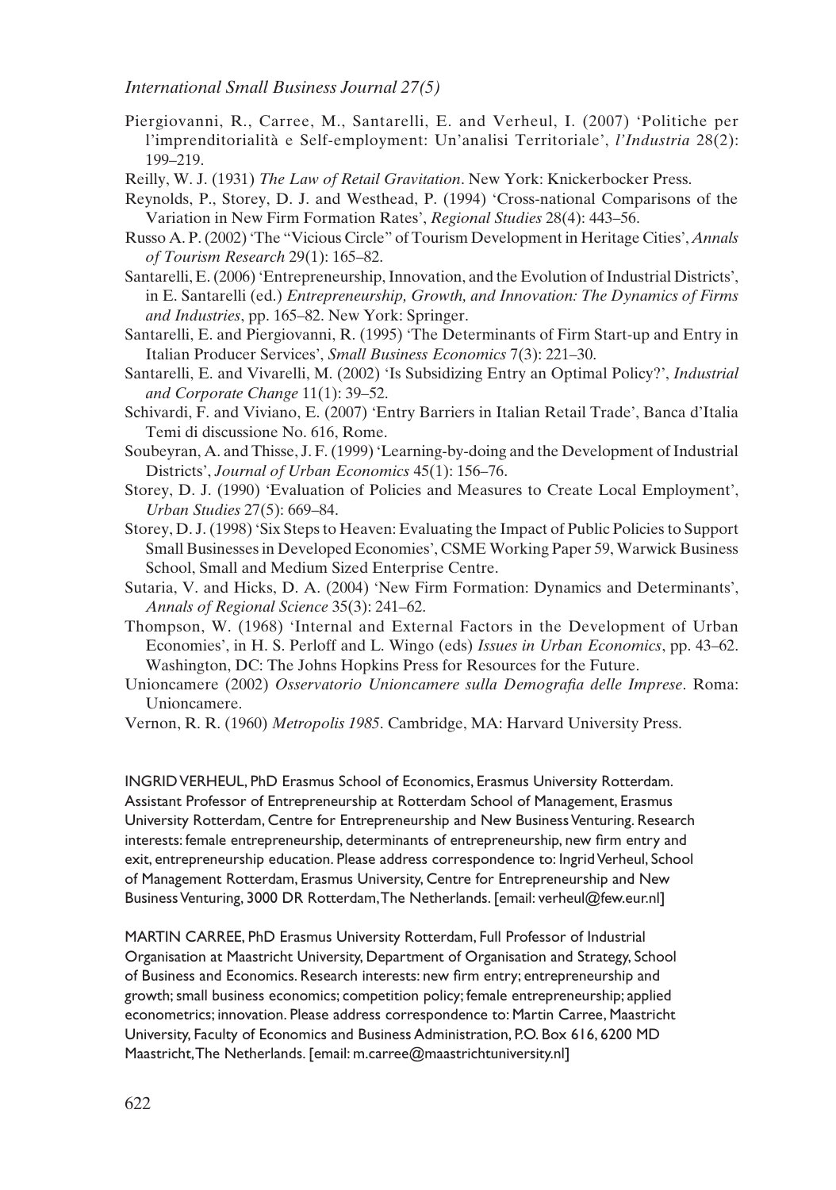Piergiovanni, R., Carree, M., Santarelli, E. and Verheul, I. (2007) 'Politiche per l'imprenditorialità e Self-employment: Un'analisi Territoriale', *l'Industria* 28(2): 199–219.

Reilly, W. J. (1931) *The Law of Retail Gravitation*. New York: Knickerbocker Press.

Reynolds, P., Storey, D. J. and Westhead, P. (1994) 'Cross-national Comparisons of the Variation in New Firm Formation Rates', *Regional Studies* 28(4): 443–56.

Russo A. P. (2002) 'The "Vicious Circle" of Tourism Development in Heritage Cities', *Annals of Tourism Research* 29(1): 165–82.

Santarelli, E. (2006) 'Entrepreneurship, Innovation, and the Evolution of Industrial Districts', in E. Santarelli (ed.) *Entrepreneurship, Growth, and Innovation: The Dynamics of Firms and Industries*, pp. 165–82. New York: Springer.

Santarelli, E. and Piergiovanni, R. (1995) 'The Determinants of Firm Start-up and Entry in Italian Producer Services', *Small Business Economics* 7(3): 221–30.

Santarelli, E. and Vivarelli, M. (2002) 'Is Subsidizing Entry an Optimal Policy?', *Industrial and Corporate Change* 11(1): 39–52.

Schivardi, F. and Viviano, E. (2007) 'Entry Barriers in Italian Retail Trade', Banca d'Italia Temi di discussione No. 616, Rome.

Soubeyran, A. and Thisse, J. F. (1999) 'Learning-by-doing and the Development of Industrial Districts', *Journal of Urban Economics* 45(1): 156–76.

Storey, D. J. (1990) 'Evaluation of Policies and Measures to Create Local Employment', *Urban Studies* 27(5): 669–84.

Storey, D. J. (1998) 'Six Steps to Heaven: Evaluating the Impact of Public Policies to Support Small Businesses in Developed Economies', CSME Working Paper 59, Warwick Business School, Small and Medium Sized Enterprise Centre.

Sutaria, V. and Hicks, D. A. (2004) 'New Firm Formation: Dynamics and Determinants', *Annals of Regional Science* 35(3): 241–62.

Thompson, W. (1968) 'Internal and External Factors in the Development of Urban Economies', in H. S. Perloff and L. Wingo (eds) *Issues in Urban Economics*, pp. 43–62. Washington, DC: The Johns Hopkins Press for Resources for the Future.

Unioncamere (2002) *Osservatorio Unioncamere sulla Demografia delle Imprese*. Roma: Unioncamere.

Vernon, R. R. (1960) *Metropolis 1985*. Cambridge, MA: Harvard University Press.

INGRID VERHEUL, PhD Erasmus School of Economics, Erasmus University Rotterdam. Assistant Professor of Entrepreneurship at Rotterdam School of Management, Erasmus University Rotterdam, Centre for Entrepreneurship and New Business Venturing. Research interests: female entrepreneurship, determinants of entrepreneurship, new firm entry and exit, entrepreneurship education. Please address correspondence to: Ingrid Verheul, School of Management Rotterdam, Erasmus University, Centre for Entrepreneurship and New Business Venturing, 3000 DR Rotterdam, The Netherlands. [email: verheul@few.eur.nl]

MARTIN CARREE, PhD Erasmus University Rotterdam, Full Professor of Industrial Organisation at Maastricht University, Department of Organisation and Strategy, School of Business and Economics. Research interests: new firm entry; entrepreneurship and growth; small business economics; competition policy; female entrepreneurship; applied econometrics; innovation. Please address correspondence to: Martin Carree, Maastricht University, Faculty of Economics and Business Administration, P.O. Box 616, 6200 MD Maastricht, The Netherlands. [email: m.carree@maastrichtuniversity.nl]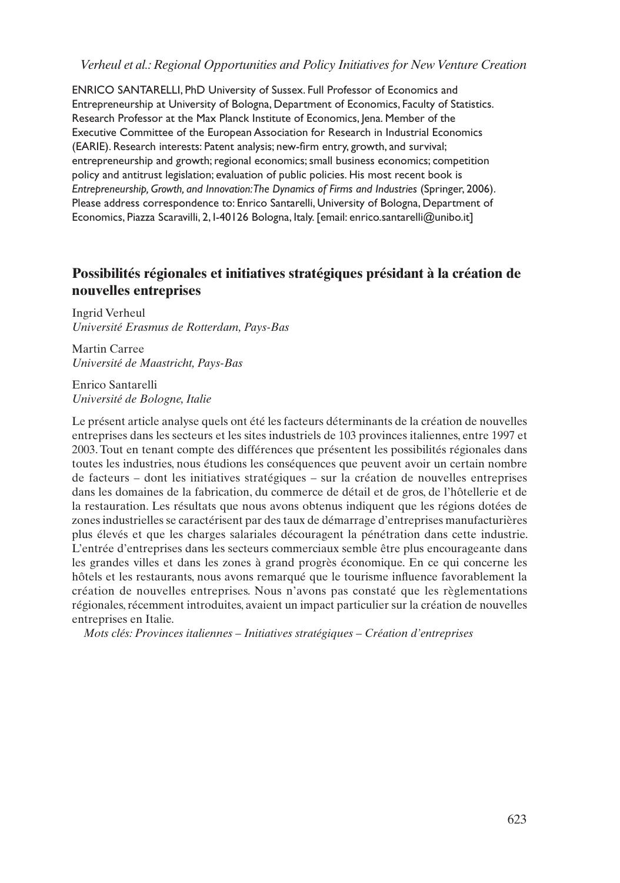ENRICO SANTARELLI, PhD University of Sussex. Full Professor of Economics and Entrepreneurship at University of Bologna, Department of Economics, Faculty of Statistics. Research Professor at the Max Planck Institute of Economics, Jena. Member of the Executive Committee of the European Association for Research in Industrial Economics (EARIE). Research interests: Patent analysis; new-firm entry, growth, and survival; entrepreneurship and growth; regional economics; small business economics; competition policy and antitrust legislation; evaluation of public policies. His most recent book is *Entrepreneurship, Growth, and Innovation: The Dynamics of Firms and Industries* (Springer, 2006). Please address correspondence to: Enrico Santarelli, University of Bologna, Department of Economics, Piazza Scaravilli, 2, I-40126 Bologna, Italy. [email: enrico.santarelli@unibo.it]

## Possibilités régionales et initiatives stratégiques présidant à la création de nouvelles entreprises

Ingrid Verheul
*Université Erasmus de Rotterdam, Pays-Bas*

Martin Carree
*Université de Maastricht, Pays-Bas*

Enrico Santarelli
*Université de Bologne, Italie*

Le présent article analyse quels ont été les facteurs déterminants de la création de nouvelles entreprises dans les secteurs et les sites industriels de 103 provinces italiennes, entre 1997 et 2003. Tout en tenant compte des différences que présentent les possibilités régionales dans toutes les industries, nous étudions les conséquences que peuvent avoir un certain nombre de facteurs – dont les initiatives stratégiques – sur la création de nouvelles entreprises dans les domaines de la fabrication, du commerce de détail et de gros, de l'hôtellerie et de la restauration. Les résultats que nous avons obtenus indiquent que les régions dotées de zones industrielles se caractérisent par des taux de démarrage d'entreprises manufacturières plus élevés et que les charges salariales découragent la pénétration dans cette industrie. L'entrée d'entreprises dans les secteurs commerciaux semble être plus encourageante dans les grandes villes et dans les zones à grand progrès économique. En ce qui concerne les hôtels et les restaurants, nous avons remarqué que le tourisme influence favorablement la création de nouvelles entreprises. Nous n'avons pas constaté que les règlementations régionales, récemment introduites, avaient un impact particulier sur la création de nouvelles entreprises en Italie.

*Mots clés: Provinces italiennes – Initiatives stratégiques – Création d'entreprises*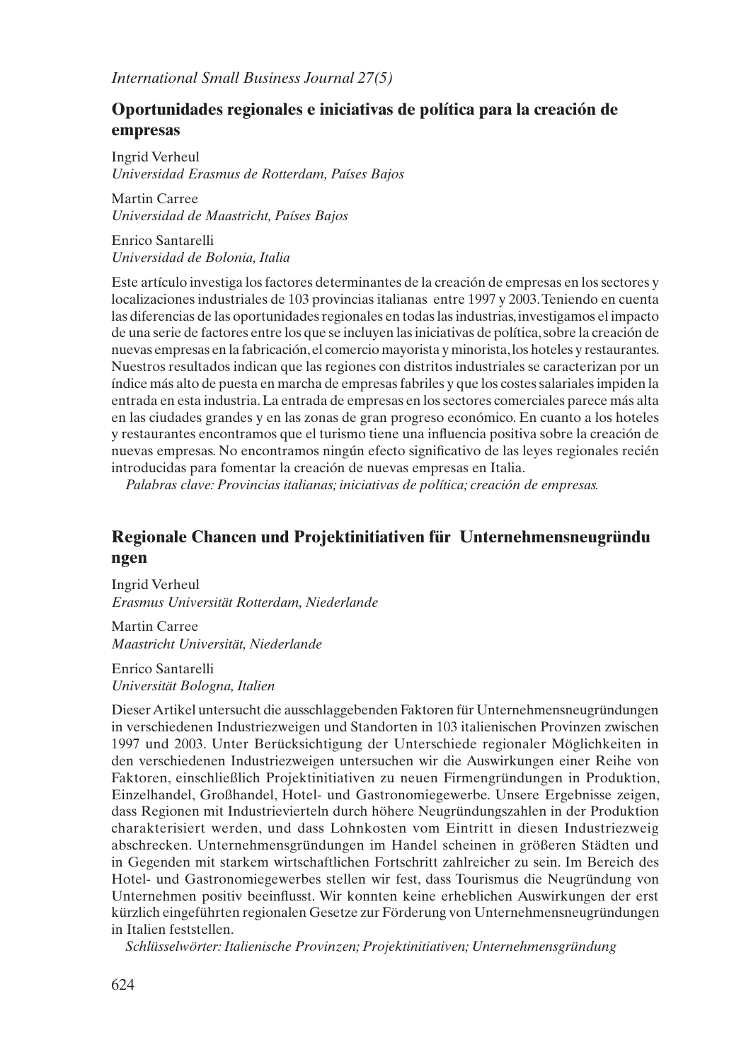## Oportunidades regionales e iniciativas de política para la creación de empresas

Ingrid Verheul
*Universidad Erasmus de Rotterdam, Países Bajos*

Martin Carree
*Universidad de Maastricht, Países Bajos*

Enrico Santarelli
*Universidad de Bolonia, Italia*

Este artículo investiga los factores determinantes de la creación de empresas en los sectores y localizaciones industriales de 103 provincias italianas entre 1997 y 2003. Teniendo en cuenta las diferencias de las oportunidades regionales en todas las industrias, investigamos el impacto de una serie de factores entre los que se incluyen las iniciativas de política, sobre la creación de nuevas empresas en la fabricación, el comercio mayorista y minorista, los hoteles y restaurantes. Nuestros resultados indican que las regiones con distritos industriales se caracterizan por un índice más alto de puesta en marcha de empresas fabriles y que los costes salariales impiden la entrada en esta industria. La entrada de empresas en los sectores comerciales parece más alta en las ciudades grandes y en las zonas de gran progreso económico. En cuanto a los hoteles y restaurantes encontramos que el turismo tiene una influencia positiva sobre la creación de nuevas empresas. No encontramos ningún efecto significativo de las leyes regionales recién introducidas para fomentar la creación de nuevas empresas en Italia.

*Palabras clave: Provincias italianas; iniciativas de política; creación de empresas.*

## Regionale Chancen und Projektinitiativen für Unternehmensneugründungen

Ingrid Verheul
*Erasmus Universität Rotterdam, Niederlande*

Martin Carree
*Maastricht Universität, Niederlande*

Enrico Santarelli
*Universität Bologna, Italien*

Dieser Artikel untersucht die ausschlaggebenden Faktoren für Unternehmensneugründungen in verschiedenen Industriezweigen und Standorten in 103 italienischen Provinzen zwischen 1997 und 2003. Unter Berücksichtigung der Unterschiede regionaler Möglichkeiten in den verschiedenen Industriezweigen untersuchen wir die Auswirkungen einer Reihe von Faktoren, einschließlich Projektinitiativen zu neuen Firmengründungen in Produktion, Einzelhandel, Großhandel, Hotel- und Gastronomiegewerbe. Unsere Ergebnisse zeigen, dass Regionen mit Industrievierteln durch höhere Neugründungszahlen in der Produktion charakterisiert werden, und dass Lohnkosten vom Eintritt in diesen Industriezweig abschrecken. Unternehmensgründungen im Handel scheinen in größeren Städten und in Gegenden mit starkem wirtschaftlichen Fortschritt zahlreicher zu sein. Im Bereich des Hotel- und Gastronomiegewerbes stellen wir fest, dass Tourismus die Neugründung von Unternehmen positiv beeinflusst. Wir konnten keine erheblichen Auswirkungen der erst kürzlich eingeführten regionalen Gesetze zur Förderung von Unternehmensneugründungen in Italien feststellen.

*Schlüsselwörter: Italienische Provinzen; Projektinitiativen; Unternehmensgründung*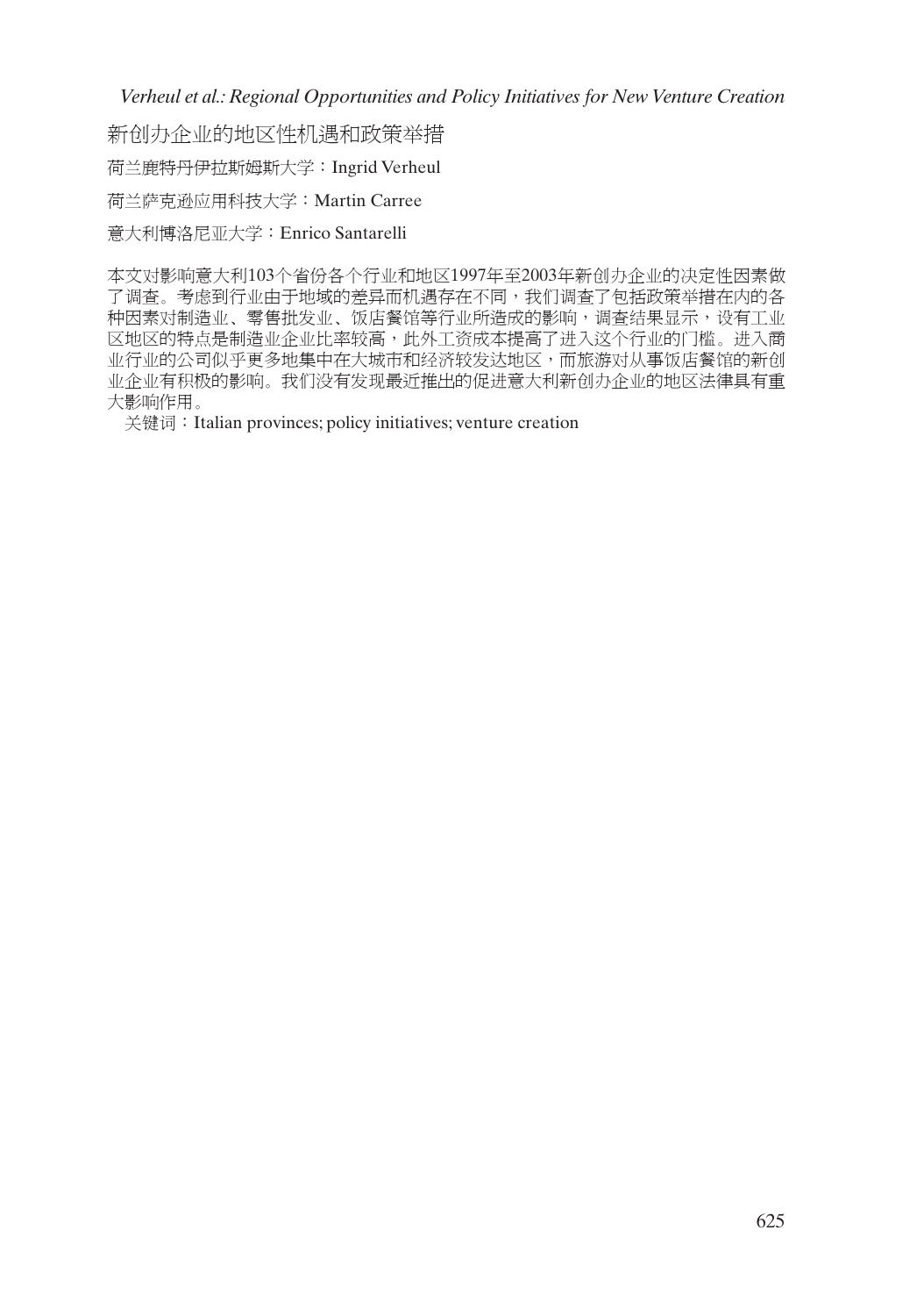# 新创办企业的地区性机遇和政策举措

荷兰鹿特丹伊拉斯姆斯大学：Ingrid Verheul

荷兰萨克逊应用科技大学：Martin Carree

意大利博洛尼亚大学：Enrico Santarelli

本文对影响意大利103个省份各个行业和地区1997年至2003年新创办企业的决定性因素做了调查。考虑到行业由于地域的差异而机遇存在不同，我们调查了包括政策举措在内的各种因素对制造业、零售批发业、饭店餐馆等行业所造成的影响，调查结果显示，设有工业区地区的特点是制造业企业比率较高，此外工资成本提高了进入这个行业的门槛。进入商业行业的公司似乎更多地集中在大城市和经济较发达地区，而旅游对从事饭店餐馆的新创业企业有积极的影响。我们没有发现最近推出的促进意大利新创办企业的地区法律具有重大影响作用。

关键词：Italian provinces; policy initiatives; venture creation